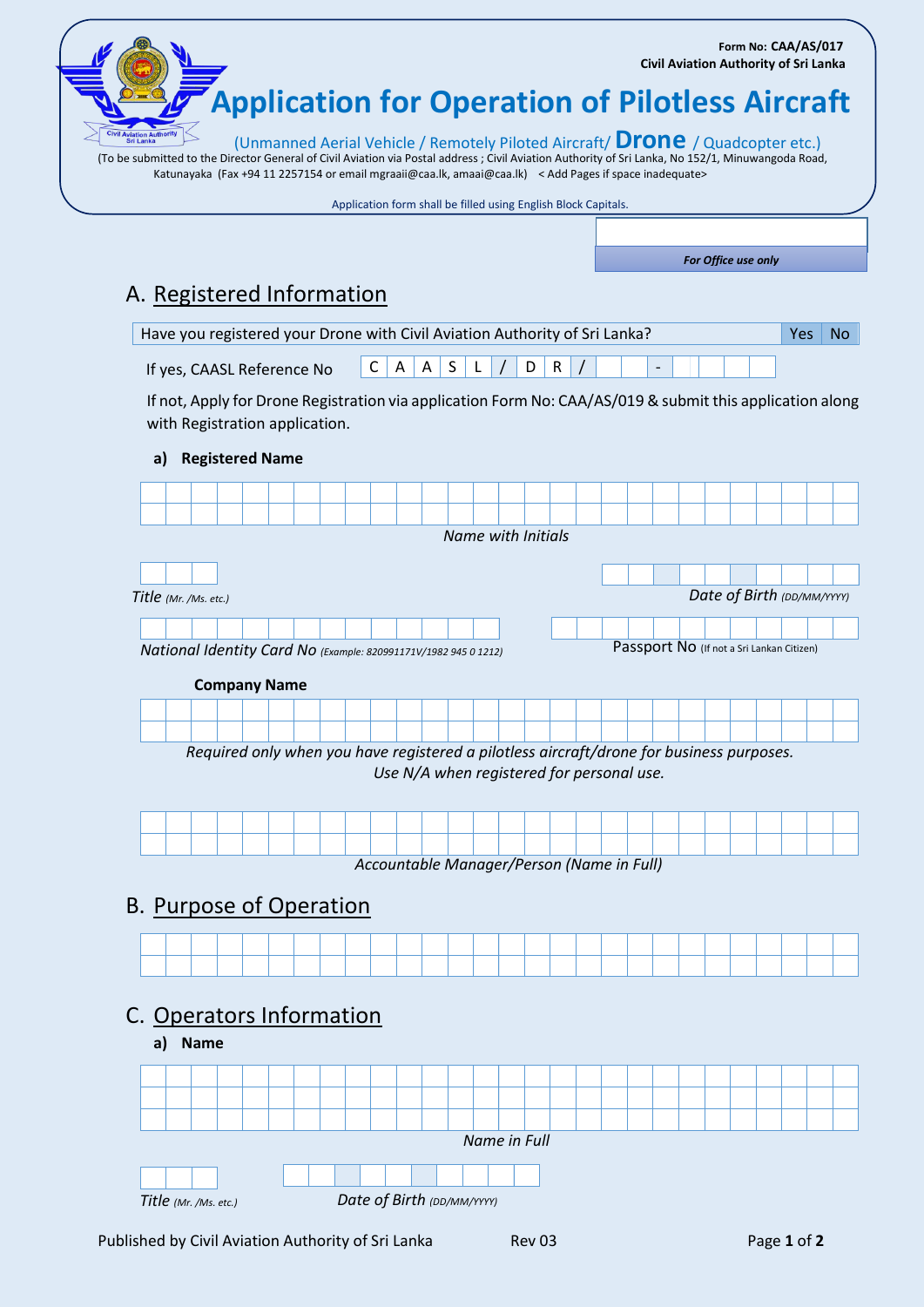Form No: **CAA/AS/017**
**Civil Aviation Authority of Sri Lanka**

# Application for Operation of Pilotless Aircraft

(Unmanned Aerial Vehicle / Remotely Piloted Aircraft/ **Drone** / Quadcopter etc.)

(To be submitted to the Director General of Civil Aviation via Postal address ; Civil Aviation Authority of Sri Lanka, No 152/1, Minuwangoda Road, Katunayaka (Fax +94 11 2257154 or email mgraaii@caa.lk, amaai@caa.lk) < Add Pages if space inadequate>

Application form shall be filled using English Block Capitals.

| |
|---|
| ***For Office use only*** |

## A. Registered Information

| Have you registered your Drone with Civil Aviation Authority of Sri Lanka? | Yes | No |
|---|---|---|

If yes, CAASL Reference No C A A S L / D R / ____ - ____

If not, Apply for Drone Registration via application Form No: CAA/AS/019 & submit this application along with Registration application.

### a) Registered Name

*Name with Initials*

*Title (Mr. /Ms. etc.)*

*Date of Birth (DD/MM/YYYY)*

*National Identity Card No (Example: 820991171V/1982 945 0 1212)*

Passport No (If not a Sri Lankan Citizen)

**Company Name**

*Required only when you have registered a pilotless aircraft/drone for business purposes.*
*Use N/A when registered for personal use.*

*Accountable Manager/Person (Name in Full)*

## B. Purpose of Operation

## C. Operators Information

### a) Name

*Name in Full*

*Title (Mr. /Ms. etc.)*

*Date of Birth (DD/MM/YYYY)*

Published by Civil Aviation Authority of Sri Lanka Rev 03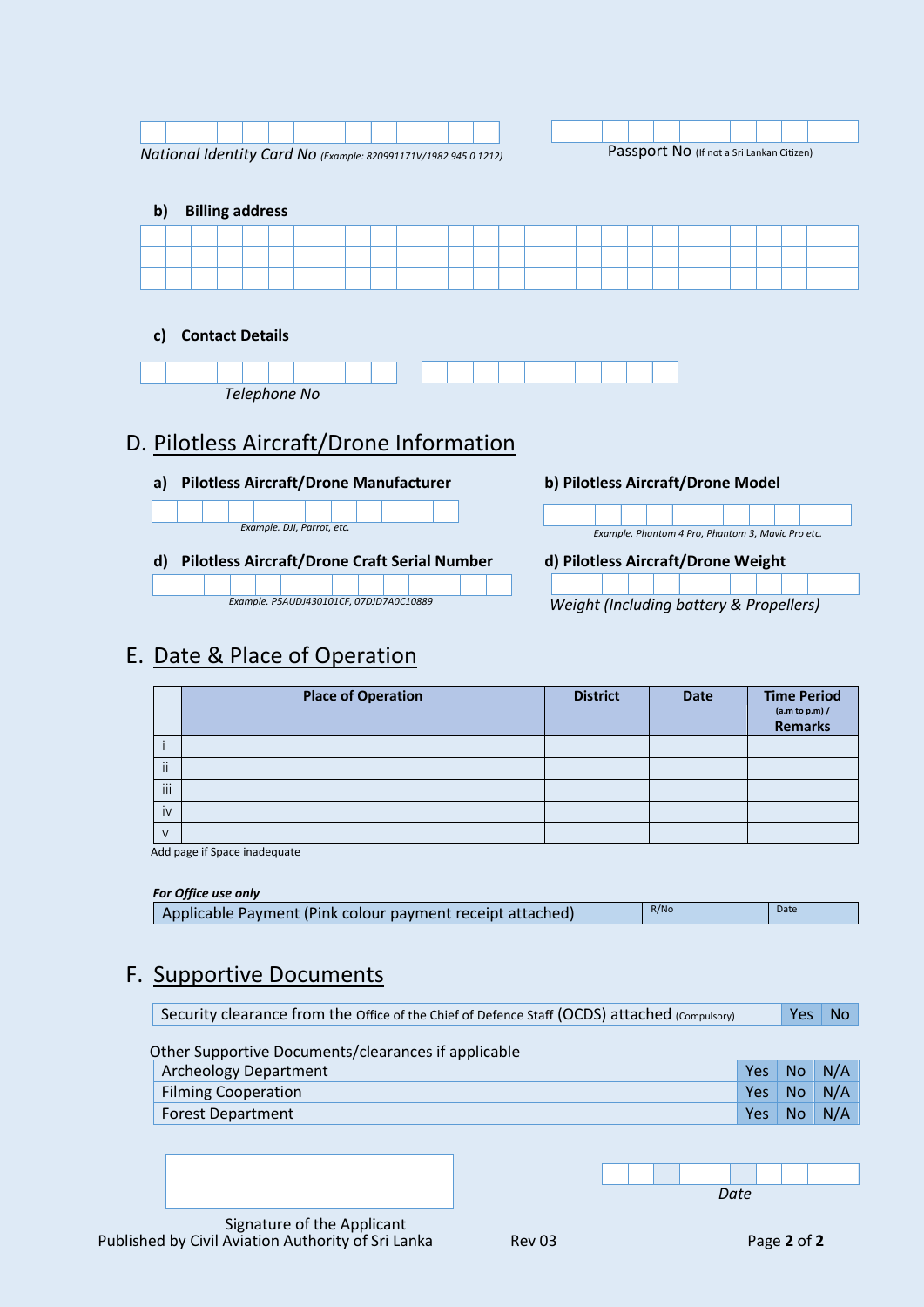National Identity Card No *(Example: 820991171V/1982 945 0 1212)*

Passport No (If not a Sri Lankan Citizen)

**b) Billing address**

**c) Contact Details**

*Telephone No*

## D. Pilotless Aircraft/Drone Information

**a) Pilotless Aircraft/Drone Manufacturer**

*Example. DJI, Parrot, etc.*

**b) Pilotless Aircraft/Drone Model**

*Example. Phantom 4 Pro, Phantom 3, Mavic Pro etc.*

**d) Pilotless Aircraft/Drone Craft Serial Number**

*Example. P5AUDJ430101CF, 07DJD7A0C10889*

**d) Pilotless Aircraft/Drone Weight**

*Weight (Including battery & Propellers)*

## E. Date & Place of Operation

| | Place of Operation | District | Date | Time Period (a.m to p.m) / Remarks |
|---|---|---|---|---|
| i | | | | |
| ii | | | | |
| iii | | | | |
| iv | | | | |
| v | | | | |

Add page if Space inadequate

***For Office use only***

| | | |
|---|---|---|
| Applicable Payment (Pink colour payment receipt attached) | R/No | Date |

## F. Supportive Documents

| | | |
|---|---|---|
| Security clearance from the Office of the Chief of Defence Staff (OCDS) attached (Compulsory) | Yes | No |

Other Supportive Documents/clearances if applicable

| | | | |
|---|---|---|---|
| Archeology Department | Yes | No | N/A |
| Filming Cooperation | Yes | No | N/A |
| Forest Department | Yes | No | N/A |

Signature of the Applicant

*Date*

Published by Civil Aviation Authority of Sri Lanka

Rev 03